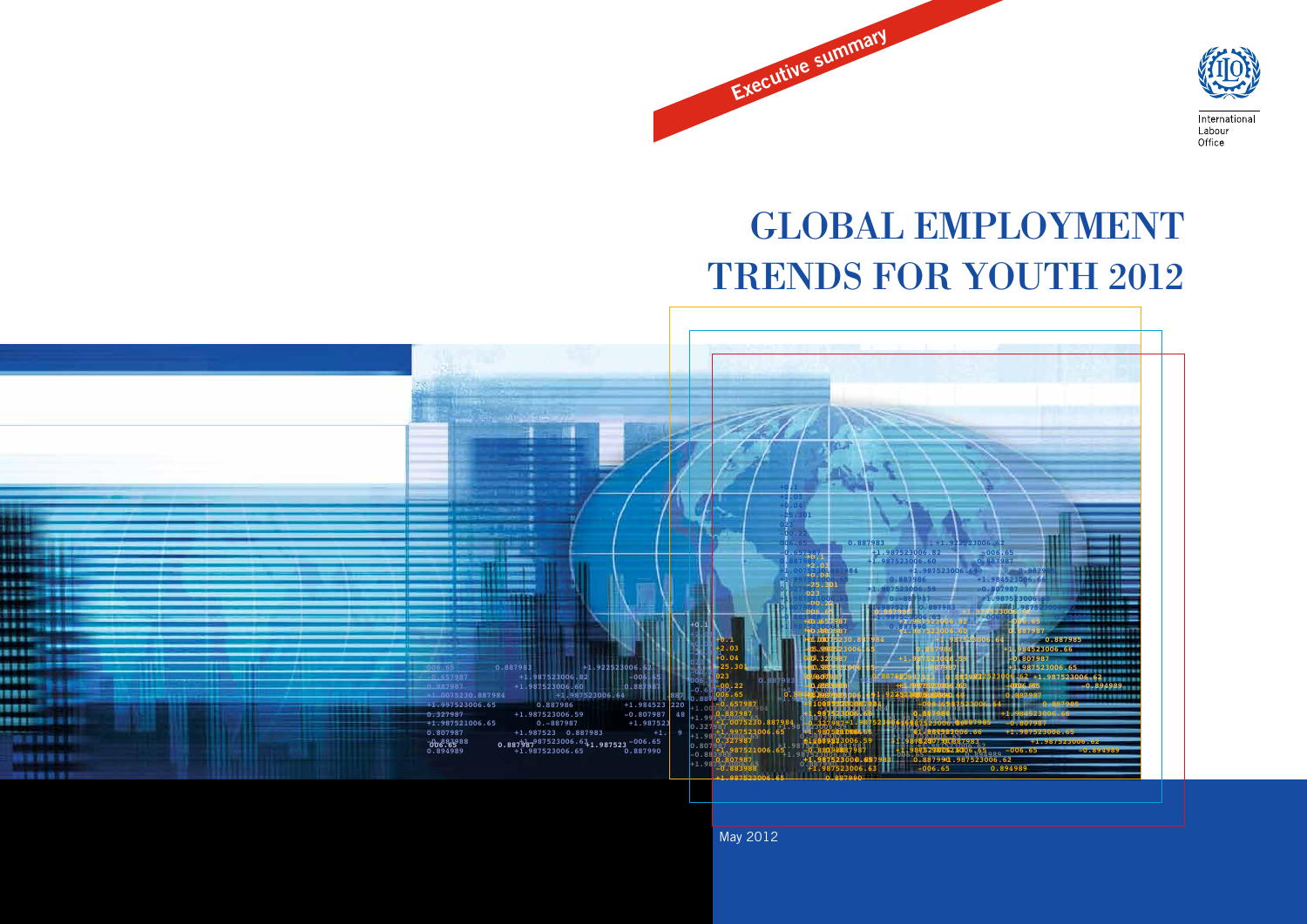Executive summary

International Labour Office

# GLOBAL EMPLOYMENT TRENDS FOR YOUTH 2012

May 2012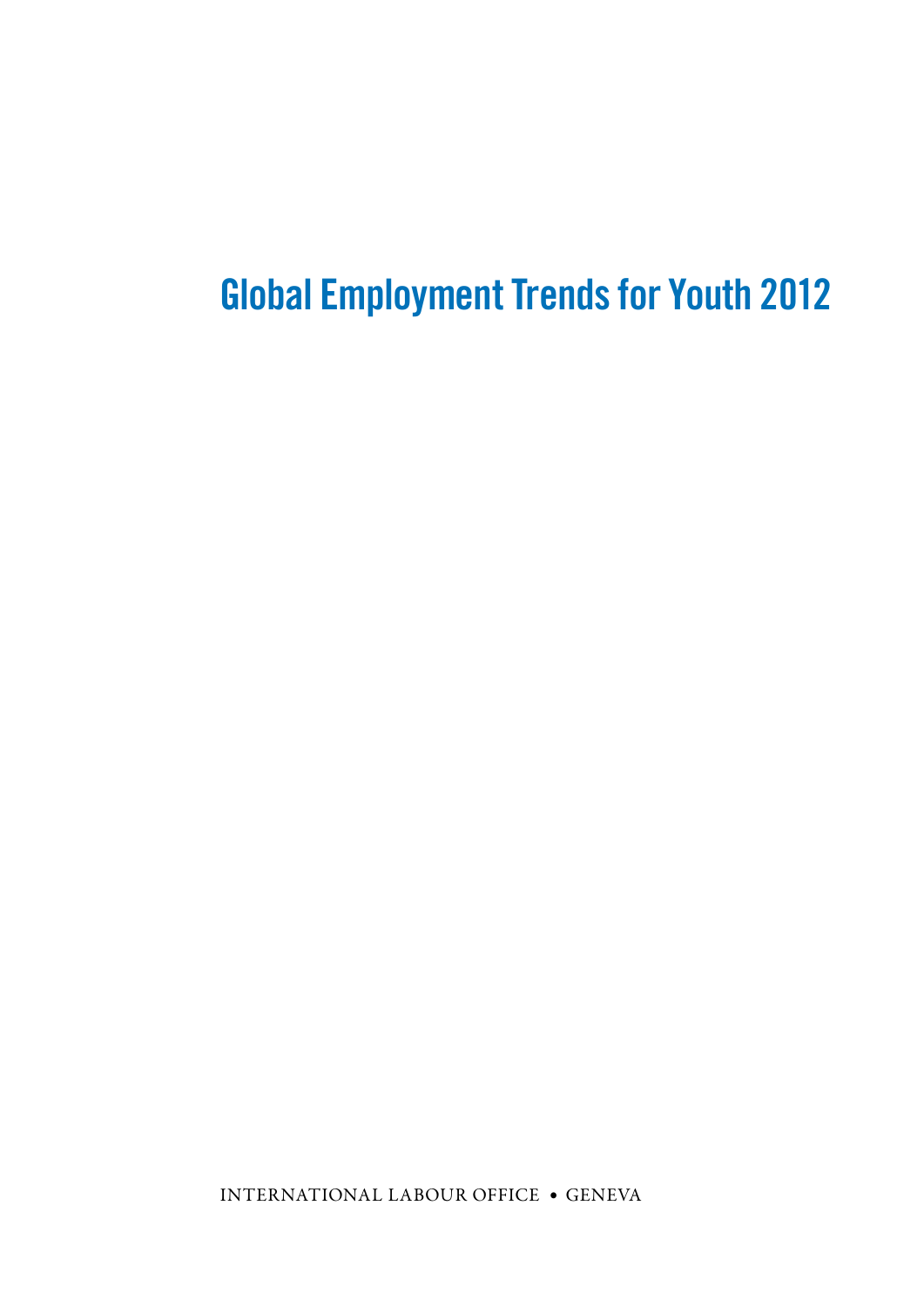# Global Employment Trends for Youth 2012

INTERNATIONAL LABOUR OFFICE • GENEVA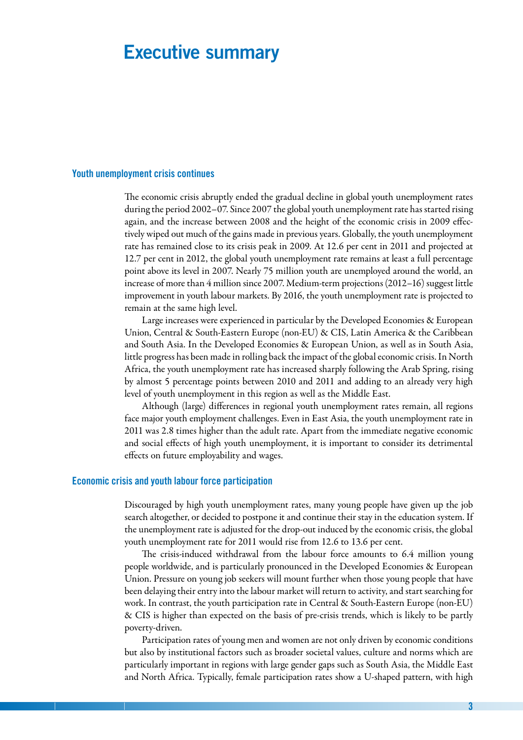# Executive summary

## Youth unemployment crisis continues

The economic crisis abruptly ended the gradual decline in global youth unemployment rates during the period 2002–07. Since 2007 the global youth unemployment rate has started rising again, and the increase between 2008 and the height of the economic crisis in 2009 effectively wiped out much of the gains made in previous years. Globally, the youth unemployment rate has remained close to its crisis peak in 2009. At 12.6 per cent in 2011 and projected at 12.7 per cent in 2012, the global youth unemployment rate remains at least a full percentage point above its level in 2007. Nearly 75 million youth are unemployed around the world, an increase of more than 4 million since 2007. Medium-term projections (2012–16) suggest little improvement in youth labour markets. By 2016, the youth unemployment rate is projected to remain at the same high level.

Large increases were experienced in particular by the Developed Economies & European Union, Central & South-Eastern Europe (non-EU) & CIS, Latin America & the Caribbean and South Asia. In the Developed Economies & European Union, as well as in South Asia, little progress has been made in rolling back the impact of the global economic crisis. In North Africa, the youth unemployment rate has increased sharply following the Arab Spring, rising by almost 5 percentage points between 2010 and 2011 and adding to an already very high level of youth unemployment in this region as well as the Middle East.

Although (large) differences in regional youth unemployment rates remain, all regions face major youth employment challenges. Even in East Asia, the youth unemployment rate in 2011 was 2.8 times higher than the adult rate. Apart from the immediate negative economic and social effects of high youth unemployment, it is important to consider its detrimental effects on future employability and wages.

## Economic crisis and youth labour force participation

Discouraged by high youth unemployment rates, many young people have given up the job search altogether, or decided to postpone it and continue their stay in the education system. If the unemployment rate is adjusted for the drop-out induced by the economic crisis, the global youth unemployment rate for 2011 would rise from 12.6 to 13.6 per cent.

The crisis-induced withdrawal from the labour force amounts to 6.4 million young people worldwide, and is particularly pronounced in the Developed Economies & European Union. Pressure on young job seekers will mount further when those young people that have been delaying their entry into the labour market will return to activity, and start searching for work. In contrast, the youth participation rate in Central & South-Eastern Europe (non-EU) & CIS is higher than expected on the basis of pre-crisis trends, which is likely to be partly poverty-driven.

Participation rates of young men and women are not only driven by economic conditions but also by institutional factors such as broader societal values, culture and norms which are particularly important in regions with large gender gaps such as South Asia, the Middle East and North Africa. Typically, female participation rates show a U-shaped pattern, with high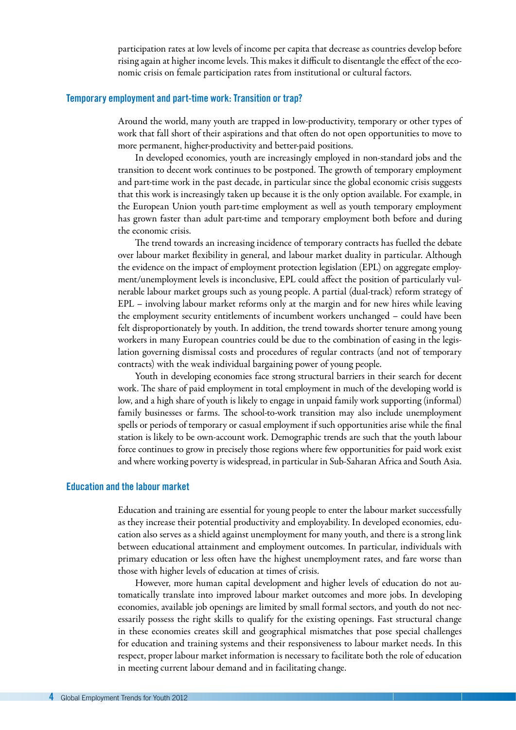participation rates at low levels of income per capita that decrease as countries develop before rising again at higher income levels. This makes it difficult to disentangle the effect of the economic crisis on female participation rates from institutional or cultural factors.

### Temporary employment and part-time work: Transition or trap?

Around the world, many youth are trapped in low-productivity, temporary or other types of work that fall short of their aspirations and that often do not open opportunities to move to more permanent, higher-productivity and better-paid positions.

In developed economies, youth are increasingly employed in non-standard jobs and the transition to decent work continues to be postponed. The growth of temporary employment and part-time work in the past decade, in particular since the global economic crisis suggests that this work is increasingly taken up because it is the only option available. For example, in the European Union youth part-time employment as well as youth temporary employment has grown faster than adult part-time and temporary employment both before and during the economic crisis.

The trend towards an increasing incidence of temporary contracts has fuelled the debate over labour market flexibility in general, and labour market duality in particular. Although the evidence on the impact of employment protection legislation (EPL) on aggregate employment/unemployment levels is inconclusive, EPL could affect the position of particularly vulnerable labour market groups such as young people. A partial (dual-track) reform strategy of EPL – involving labour market reforms only at the margin and for new hires while leaving the employment security entitlements of incumbent workers unchanged – could have been felt disproportionately by youth. In addition, the trend towards shorter tenure among young workers in many European countries could be due to the combination of easing in the legislation governing dismissal costs and procedures of regular contracts (and not of temporary contracts) with the weak individual bargaining power of young people.

Youth in developing economies face strong structural barriers in their search for decent work. The share of paid employment in total employment in much of the developing world is low, and a high share of youth is likely to engage in unpaid family work supporting (informal) family businesses or farms. The school-to-work transition may also include unemployment spells or periods of temporary or casual employment if such opportunities arise while the final station is likely to be own-account work. Demographic trends are such that the youth labour force continues to grow in precisely those regions where few opportunities for paid work exist and where working poverty is widespread, in particular in Sub-Saharan Africa and South Asia.

### Education and the labour market

Education and training are essential for young people to enter the labour market successfully as they increase their potential productivity and employability. In developed economies, education also serves as a shield against unemployment for many youth, and there is a strong link between educational attainment and employment outcomes. In particular, individuals with primary education or less often have the highest unemployment rates, and fare worse than those with higher levels of education at times of crisis.

However, more human capital development and higher levels of education do not automatically translate into improved labour market outcomes and more jobs. In developing economies, available job openings are limited by small formal sectors, and youth do not necessarily possess the right skills to qualify for the existing openings. Fast structural change in these economies creates skill and geographical mismatches that pose special challenges for education and training systems and their responsiveness to labour market needs. In this respect, proper labour market information is necessary to facilitate both the role of education in meeting current labour demand and in facilitating change.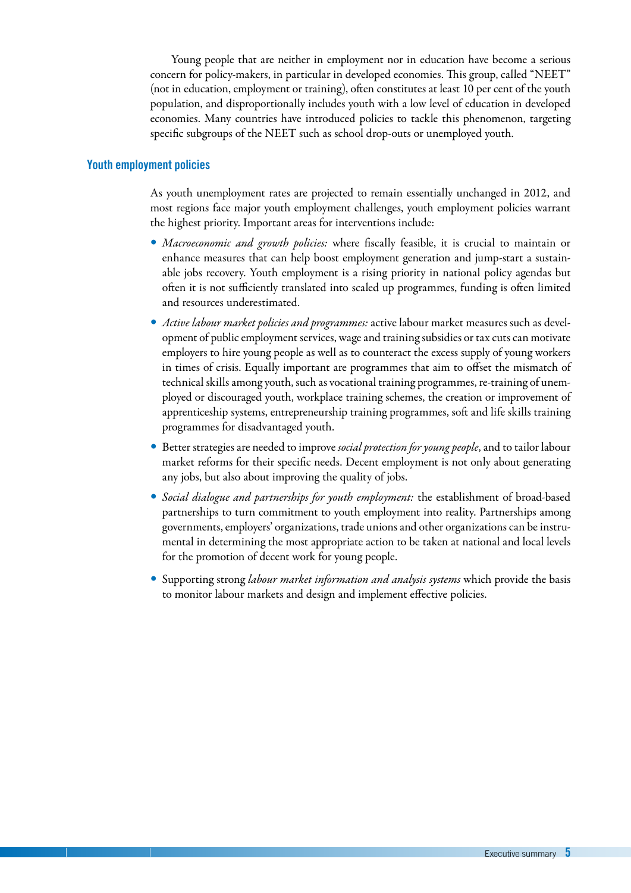Young people that are neither in employment nor in education have become a serious concern for policy-makers, in particular in developed economies. This group, called "NEET" (not in education, employment or training), often constitutes at least 10 per cent of the youth population, and disproportionally includes youth with a low level of education in developed economies. Many countries have introduced policies to tackle this phenomenon, targeting specific subgroups of the NEET such as school drop-outs or unemployed youth.

## Youth employment policies

As youth unemployment rates are projected to remain essentially unchanged in 2012, and most regions face major youth employment challenges, youth employment policies warrant the highest priority. Important areas for interventions include:

- *Macroeconomic and growth policies:* where fiscally feasible, it is crucial to maintain or enhance measures that can help boost employment generation and jump-start a sustainable jobs recovery. Youth employment is a rising priority in national policy agendas but often it is not sufficiently translated into scaled up programmes, funding is often limited and resources underestimated.
- *Active labour market policies and programmes:* active labour market measures such as development of public employment services, wage and training subsidies or tax cuts can motivate employers to hire young people as well as to counteract the excess supply of young workers in times of crisis. Equally important are programmes that aim to offset the mismatch of technical skills among youth, such as vocational training programmes, re-training of unemployed or discouraged youth, workplace training schemes, the creation or improvement of apprenticeship systems, entrepreneurship training programmes, soft and life skills training programmes for disadvantaged youth.
- Better strategies are needed to improve *social protection for young people*, and to tailor labour market reforms for their specific needs. Decent employment is not only about generating any jobs, but also about improving the quality of jobs.
- *Social dialogue and partnerships for youth employment:* the establishment of broad-based partnerships to turn commitment to youth employment into reality. Partnerships among governments, employers' organizations, trade unions and other organizations can be instrumental in determining the most appropriate action to be taken at national and local levels for the promotion of decent work for young people.
- Supporting strong *labour market information and analysis systems* which provide the basis to monitor labour markets and design and implement effective policies.